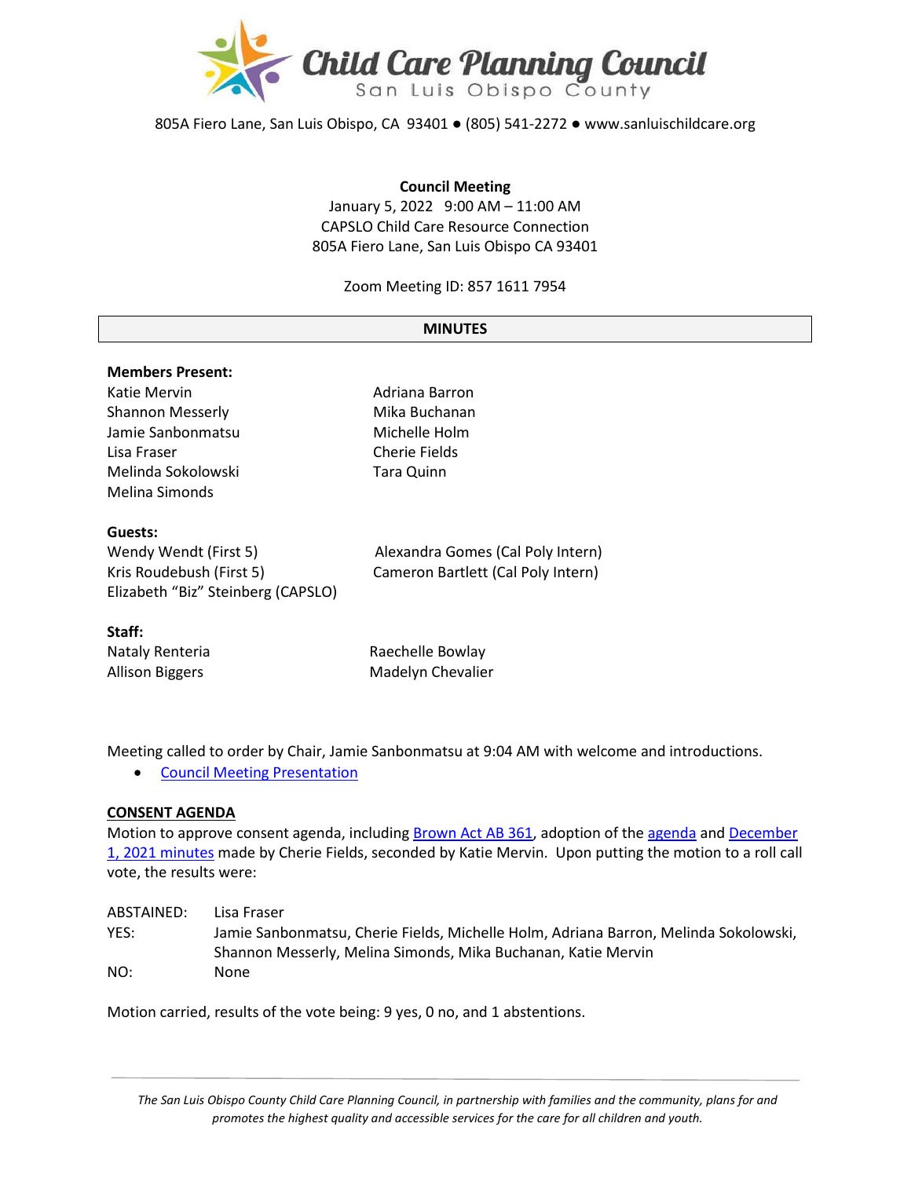# Child Care Planning Council

San Luis Obispo County

805A Fiero Lane, San Luis Obispo, CA 93401 ● (805) 541-2272 ● www.sanluischildcare.org

**Council Meeting**
January 5, 2022 9:00 AM – 11:00 AM
CAPSLO Child Care Resource Connection
805A Fiero Lane, San Luis Obispo CA 93401

Zoom Meeting ID: 857 1611 7954

## MINUTES

**Members Present:**

Katie Mervin
Shannon Messerly
Jamie Sanbonmatsu
Lisa Fraser
Melinda Sokolowski
Melina Simonds
Adriana Barron
Mika Buchanan
Michelle Holm
Cherie Fields
Tara Quinn

**Guests:**

Wendy Wendt (First 5)
Kris Roudebush (First 5)
Elizabeth "Biz" Steinberg (CAPSLO)
Alexandra Gomes (Cal Poly Intern)
Cameron Bartlett (Cal Poly Intern)

**Staff:**

Nataly Renteria
Allison Biggers
Raechelle Bowlay
Madelyn Chevalier

Meeting called to order by Chair, Jamie Sanbonmatsu at 9:04 AM with welcome and introductions.

- Council Meeting Presentation

**CONSENT AGENDA**

Motion to approve consent agenda, including Brown Act AB 361, adoption of the agenda and December 1, 2021 minutes made by Cherie Fields, seconded by Katie Mervin. Upon putting the motion to a roll call vote, the results were:

ABSTAINED: Lisa Fraser
YES: Jamie Sanbonmatsu, Cherie Fields, Michelle Holm, Adriana Barron, Melinda Sokolowski, Shannon Messerly, Melina Simonds, Mika Buchanan, Katie Mervin
NO: None

Motion carried, results of the vote being: 9 yes, 0 no, and 1 abstentions.

*The San Luis Obispo County Child Care Planning Council, in partnership with families and the community, plans for and promotes the highest quality and accessible services for the care for all children and youth.*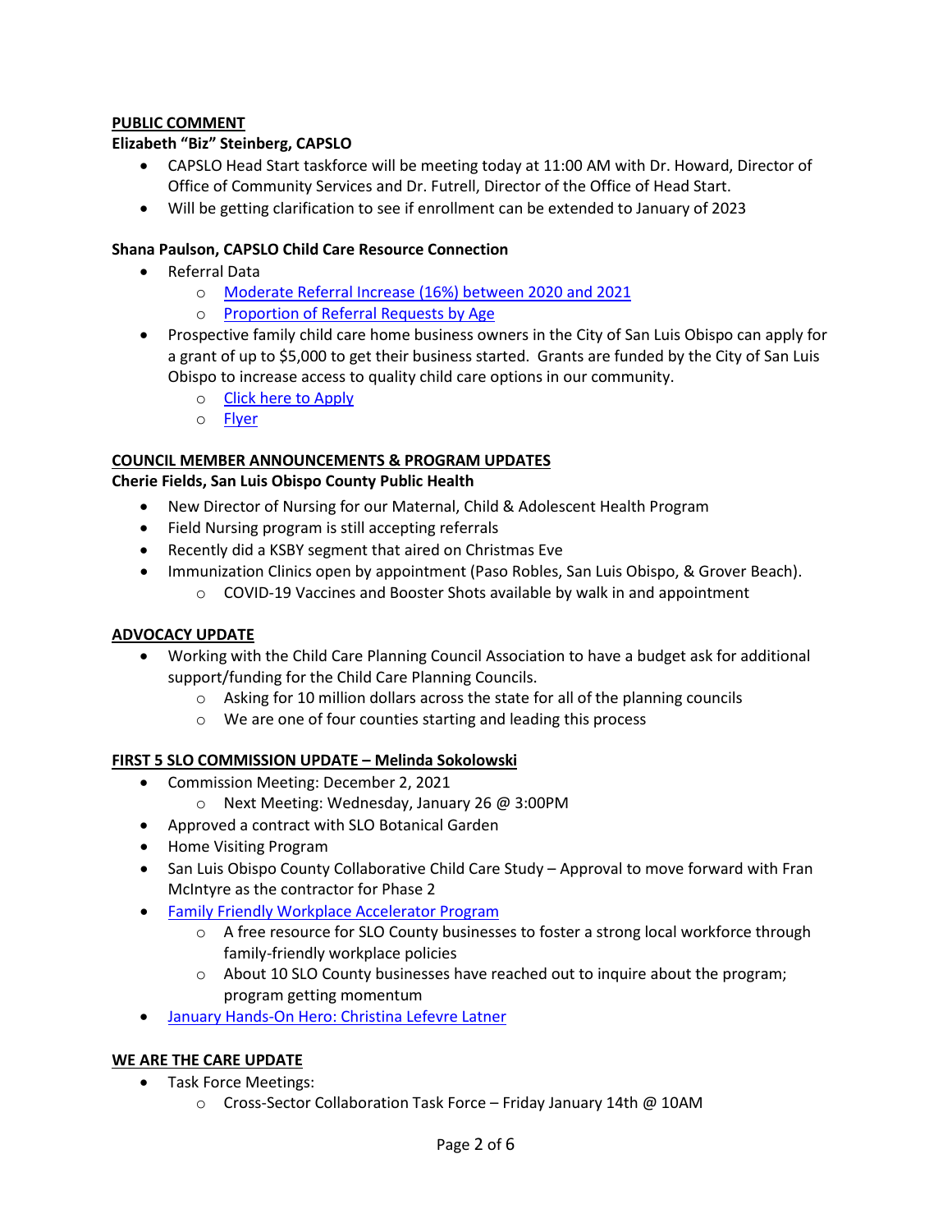## PUBLIC COMMENT

**Elizabeth "Biz" Steinberg, CAPSLO**

- CAPSLO Head Start taskforce will be meeting today at 11:00 AM with Dr. Howard, Director of Office of Community Services and Dr. Futrell, Director of the Office of Head Start.
- Will be getting clarification to see if enrollment can be extended to January of 2023

**Shana Paulson, CAPSLO Child Care Resource Connection**

- Referral Data
  - Moderate Referral Increase (16%) between 2020 and 2021
  - Proportion of Referral Requests by Age
- Prospective family child care home business owners in the City of San Luis Obispo can apply for a grant of up to $5,000 to get their business started. Grants are funded by the City of San Luis Obispo to increase access to quality child care options in our community.
  - Click here to Apply
  - Flyer

## COUNCIL MEMBER ANNOUNCEMENTS & PROGRAM UPDATES

**Cherie Fields, San Luis Obispo County Public Health**

- New Director of Nursing for our Maternal, Child & Adolescent Health Program
- Field Nursing program is still accepting referrals
- Recently did a KSBY segment that aired on Christmas Eve
- Immunization Clinics open by appointment (Paso Robles, San Luis Obispo, & Grover Beach).
  - COVID-19 Vaccines and Booster Shots available by walk in and appointment

## ADVOCACY UPDATE

- Working with the Child Care Planning Council Association to have a budget ask for additional support/funding for the Child Care Planning Councils.
  - Asking for 10 million dollars across the state for all of the planning councils
  - We are one of four counties starting and leading this process

## FIRST 5 SLO COMMISSION UPDATE – Melinda Sokolowski

- Commission Meeting: December 2, 2021
  - Next Meeting: Wednesday, January 26 @ 3:00PM
- Approved a contract with SLO Botanical Garden
- Home Visiting Program
- San Luis Obispo County Collaborative Child Care Study – Approval to move forward with Fran McIntyre as the contractor for Phase 2
- Family Friendly Workplace Accelerator Program
  - A free resource for SLO County businesses to foster a strong local workforce through family-friendly workplace policies
  - About 10 SLO County businesses have reached out to inquire about the program; program getting momentum
- January Hands-On Hero: Christina Lefevre Latner

## WE ARE THE CARE UPDATE

- Task Force Meetings:
  - Cross-Sector Collaboration Task Force – Friday January 14th @ 10AM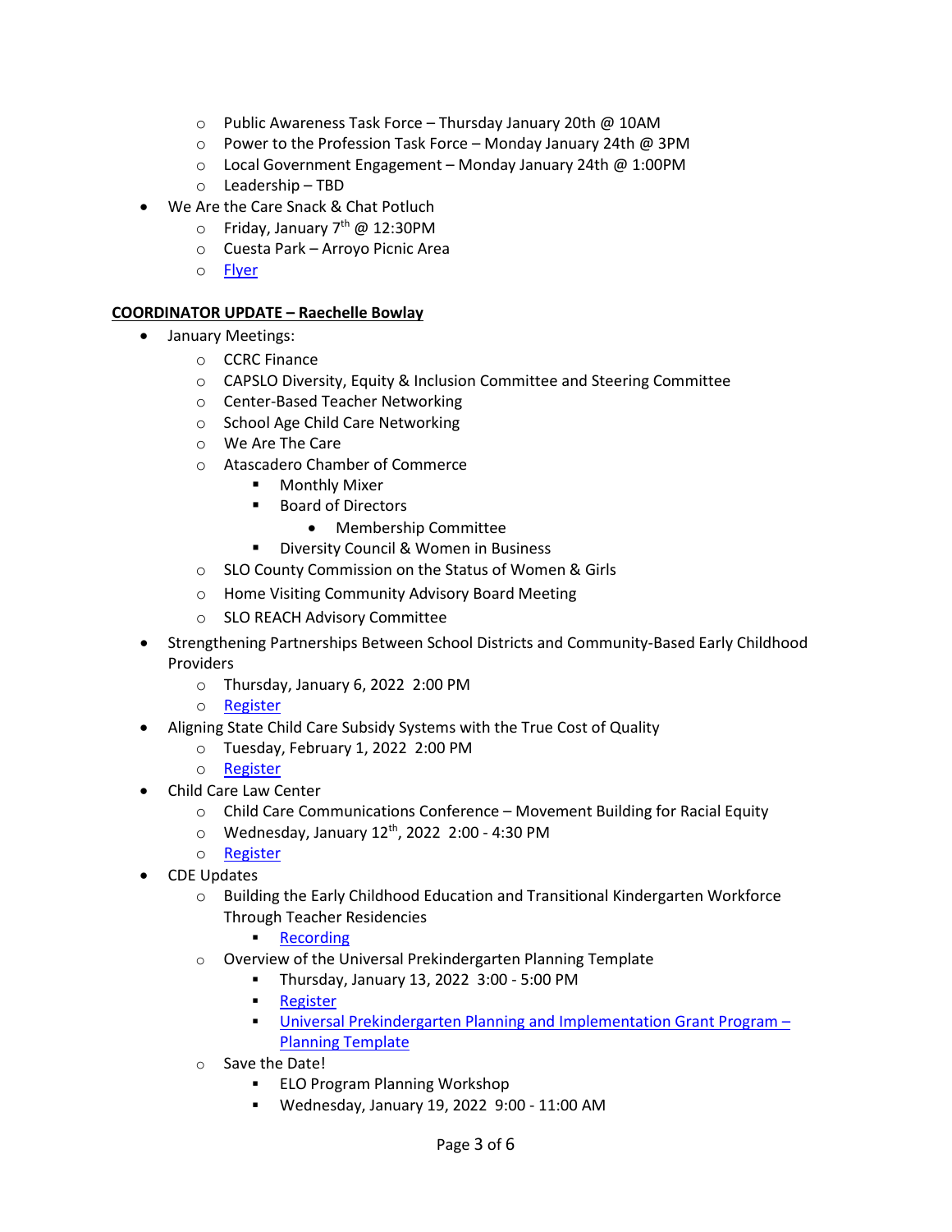- Public Awareness Task Force – Thursday January 20th @ 10AM
  - Power to the Profession Task Force – Monday January 24th @ 3PM
  - Local Government Engagement – Monday January 24th @ 1:00PM
  - Leadership – TBD
- We Are the Care Snack & Chat Potluch
  - Friday, January 7th @ 12:30PM
  - Cuesta Park – Arroyo Picnic Area
  - Flyer

**COORDINATOR UPDATE – Raechelle Bowlay**

- January Meetings:
  - CCRC Finance
  - CAPSLO Diversity, Equity & Inclusion Committee and Steering Committee
  - Center-Based Teacher Networking
  - School Age Child Care Networking
  - We Are The Care
  - Atascadero Chamber of Commerce
    - Monthly Mixer
    - Board of Directors
      - Membership Committee
    - Diversity Council & Women in Business
  - SLO County Commission on the Status of Women & Girls
  - Home Visiting Community Advisory Board Meeting
  - SLO REACH Advisory Committee
- Strengthening Partnerships Between School Districts and Community-Based Early Childhood Providers
  - Thursday, January 6, 2022 2:00 PM
  - Register
- Aligning State Child Care Subsidy Systems with the True Cost of Quality
  - Tuesday, February 1, 2022 2:00 PM
  - Register
- Child Care Law Center
  - Child Care Communications Conference – Movement Building for Racial Equity
  - Wednesday, January 12th, 2022 2:00 - 4:30 PM
  - Register
- CDE Updates
  - Building the Early Childhood Education and Transitional Kindergarten Workforce Through Teacher Residencies
    - Recording
  - Overview of the Universal Prekindergarten Planning Template
    - Thursday, January 13, 2022 3:00 - 5:00 PM
    - Register
    - Universal Prekindergarten Planning and Implementation Grant Program – Planning Template
  - Save the Date!
    - ELO Program Planning Workshop
    - Wednesday, January 19, 2022 9:00 - 11:00 AM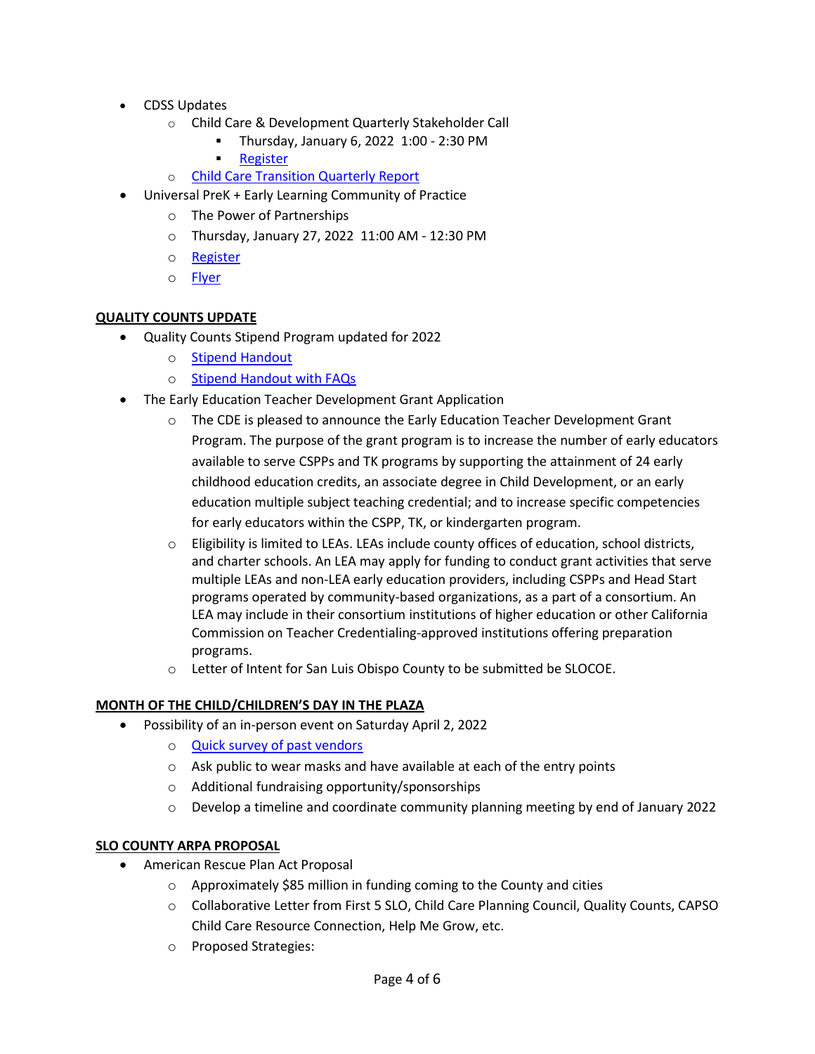- CDSS Updates
    - Child Care & Development Quarterly Stakeholder Call
        - Thursday, January 6, 2022 1:00 - 2:30 PM
        - Register
    - Child Care Transition Quarterly Report
- Universal PreK + Early Learning Community of Practice
    - The Power of Partnerships
    - Thursday, January 27, 2022 11:00 AM - 12:30 PM
    - Register
    - Flyer

**QUALITY COUNTS UPDATE**

- Quality Counts Stipend Program updated for 2022
    - Stipend Handout
    - Stipend Handout with FAQs
- The Early Education Teacher Development Grant Application
    - The CDE is pleased to announce the Early Education Teacher Development Grant Program. The purpose of the grant program is to increase the number of early educators available to serve CSPPs and TK programs by supporting the attainment of 24 early childhood education credits, an associate degree in Child Development, or an early education multiple subject teaching credential; and to increase specific competencies for early educators within the CSPP, TK, or kindergarten program.
    - Eligibility is limited to LEAs. LEAs include county offices of education, school districts, and charter schools. An LEA may apply for funding to conduct grant activities that serve multiple LEAs and non-LEA early education providers, including CSPPs and Head Start programs operated by community-based organizations, as a part of a consortium. An LEA may include in their consortium institutions of higher education or other California Commission on Teacher Credentialing-approved institutions offering preparation programs.
    - Letter of Intent for San Luis Obispo County to be submitted be SLOCOE.

**MONTH OF THE CHILD/CHILDREN'S DAY IN THE PLAZA**

- Possibility of an in-person event on Saturday April 2, 2022
    - Quick survey of past vendors
    - Ask public to wear masks and have available at each of the entry points
    - Additional fundraising opportunity/sponsorships
    - Develop a timeline and coordinate community planning meeting by end of January 2022

**SLO COUNTY ARPA PROPOSAL**

- American Rescue Plan Act Proposal
    - Approximately $85 million in funding coming to the County and cities
    - Collaborative Letter from First 5 SLO, Child Care Planning Council, Quality Counts, CAPSO Child Care Resource Connection, Help Me Grow, etc.
    - Proposed Strategies: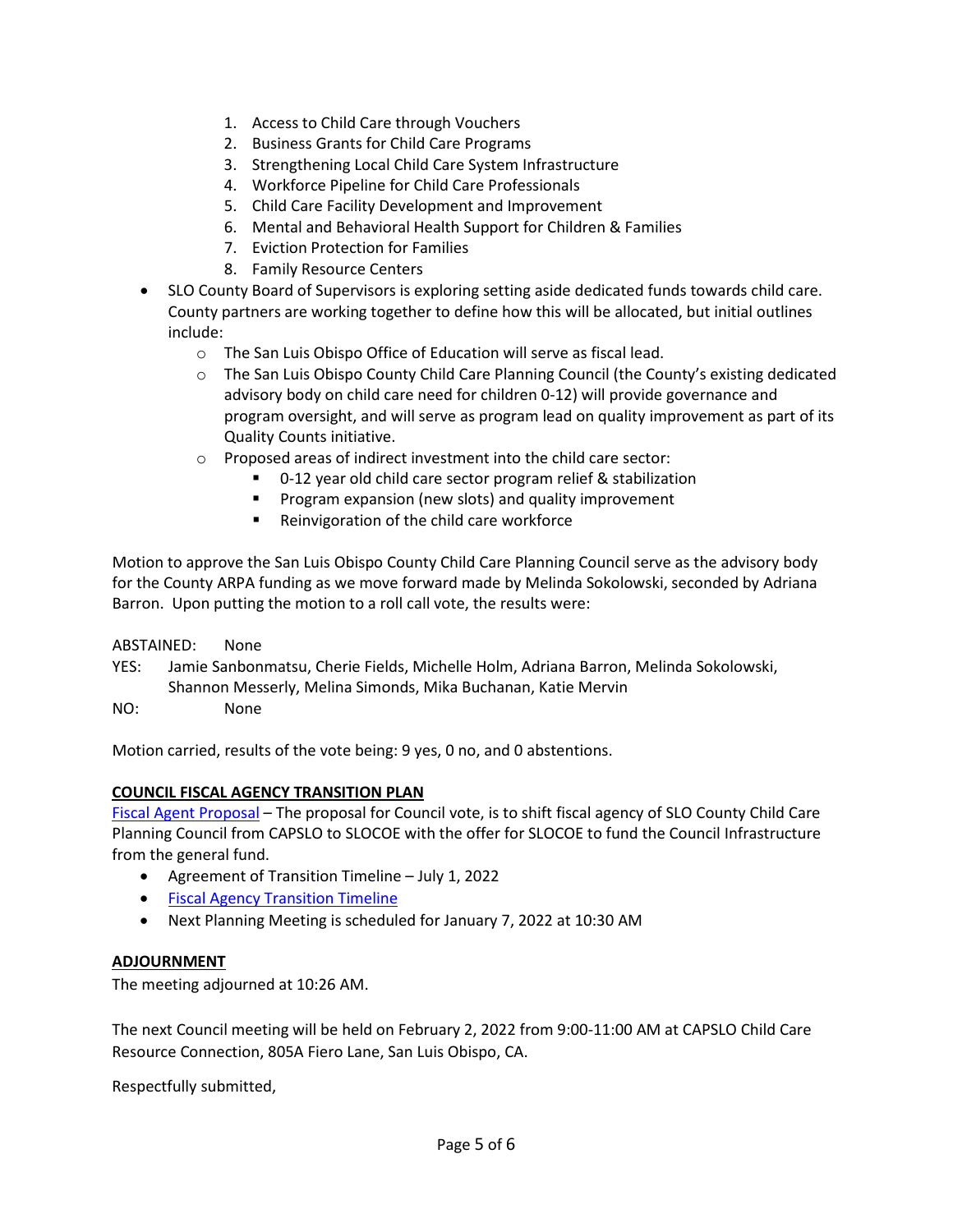1. Access to Child Care through Vouchers
2. Business Grants for Child Care Programs
3. Strengthening Local Child Care System Infrastructure
4. Workforce Pipeline for Child Care Professionals
5. Child Care Facility Development and Improvement
6. Mental and Behavioral Health Support for Children & Families
7. Eviction Protection for Families
8. Family Resource Centers

- SLO County Board of Supervisors is exploring setting aside dedicated funds towards child care. County partners are working together to define how this will be allocated, but initial outlines include:
  - The San Luis Obispo Office of Education will serve as fiscal lead.
  - The San Luis Obispo County Child Care Planning Council (the County's existing dedicated advisory body on child care need for children 0-12) will provide governance and program oversight, and will serve as program lead on quality improvement as part of its Quality Counts initiative.
  - Proposed areas of indirect investment into the child care sector:
    - 0-12 year old child care sector program relief & stabilization
    - Program expansion (new slots) and quality improvement
    - Reinvigoration of the child care workforce

Motion to approve the San Luis Obispo County Child Care Planning Council serve as the advisory body for the County ARPA funding as we move forward made by Melinda Sokolowski, seconded by Adriana Barron. Upon putting the motion to a roll call vote, the results were:

ABSTAINED: None
YES: Jamie Sanbonmatsu, Cherie Fields, Michelle Holm, Adriana Barron, Melinda Sokolowski, Shannon Messerly, Melina Simonds, Mika Buchanan, Katie Mervin
NO: None

Motion carried, results of the vote being: 9 yes, 0 no, and 0 abstentions.

**COUNCIL FISCAL AGENCY TRANSITION PLAN**

Fiscal Agent Proposal – The proposal for Council vote, is to shift fiscal agency of SLO County Child Care Planning Council from CAPSLO to SLOCOE with the offer for SLOCOE to fund the Council Infrastructure from the general fund.

- Agreement of Transition Timeline – July 1, 2022
- Fiscal Agency Transition Timeline
- Next Planning Meeting is scheduled for January 7, 2022 at 10:30 AM

**ADJOURNMENT**

The meeting adjourned at 10:26 AM.

The next Council meeting will be held on February 2, 2022 from 9:00-11:00 AM at CAPSLO Child Care Resource Connection, 805A Fiero Lane, San Luis Obispo, CA.

Respectfully submitted,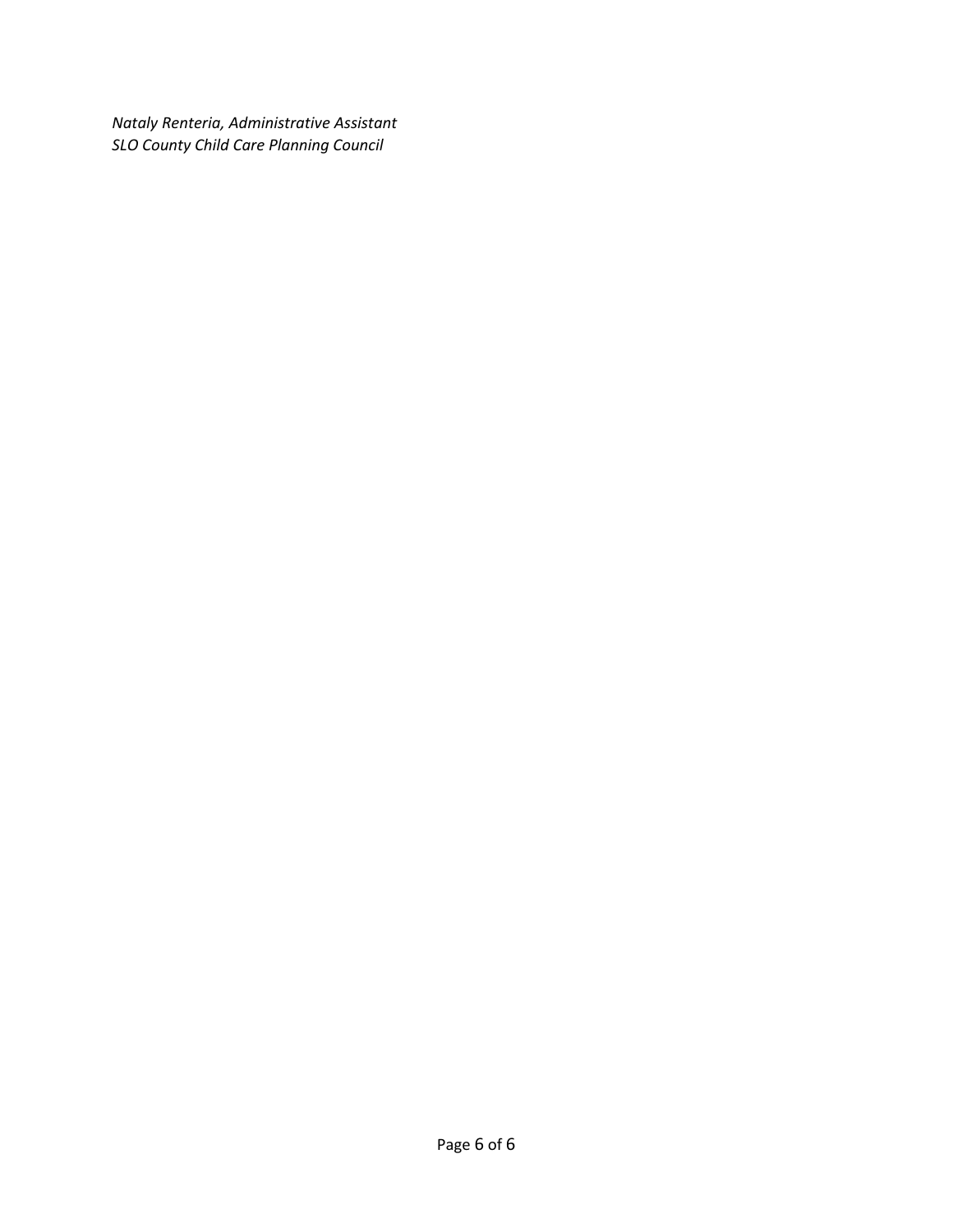*Nataly Renteria, Administrative Assistant*
*SLO County Child Care Planning Council*